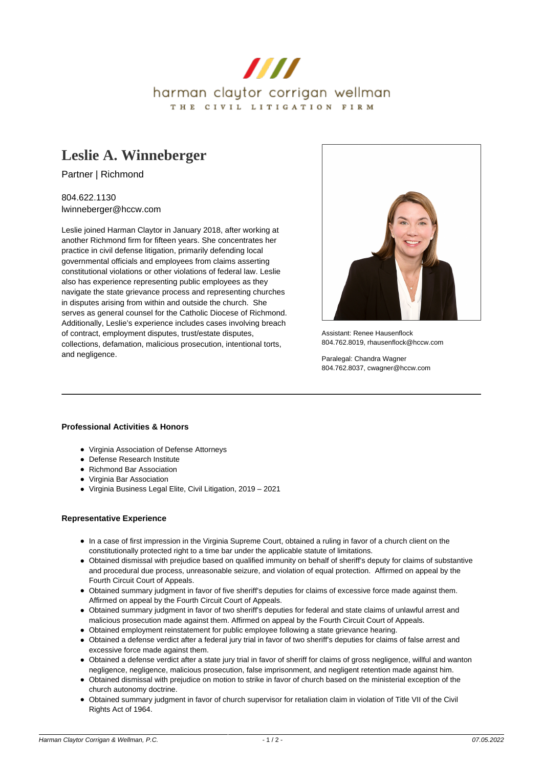harman claytor corrigan wellman

THE CIVIL LITIGATION FIRM

# Leslie A. Winneberger

Partner | Richmond

804.622.1130
lwinneberger@hccw.com

Leslie joined Harman Claytor in January 2018, after working at another Richmond firm for fifteen years. She concentrates her practice in civil defense litigation, primarily defending local governmental officials and employees from claims asserting constitutional violations or other violations of federal law. Leslie also has experience representing public employees as they navigate the state grievance process and representing churches in disputes arising from within and outside the church. She serves as general counsel for the Catholic Diocese of Richmond. Additionally, Leslie's experience includes cases involving breach of contract, employment disputes, trust/estate disputes, collections, defamation, malicious prosecution, intentional torts, and negligence.

Assistant: Renee Hausenflock
804.762.8019, rhausenflock@hccw.com

Paralegal: Chandra Wagner
804.762.8037, cwagner@hccw.com

---

**Professional Activities & Honors**

- Virginia Association of Defense Attorneys
- Defense Research Institute
- Richmond Bar Association
- Virginia Bar Association
- Virginia Business Legal Elite, Civil Litigation, 2019 – 2021

**Representative Experience**

- In a case of first impression in the Virginia Supreme Court, obtained a ruling in favor of a church client on the constitutionally protected right to a time bar under the applicable statute of limitations.
- Obtained dismissal with prejudice based on qualified immunity on behalf of sheriff's deputy for claims of substantive and procedural due process, unreasonable seizure, and violation of equal protection. Affirmed on appeal by the Fourth Circuit Court of Appeals.
- Obtained summary judgment in favor of five sheriff's deputies for claims of excessive force made against them. Affirmed on appeal by the Fourth Circuit Court of Appeals.
- Obtained summary judgment in favor of two sheriff's deputies for federal and state claims of unlawful arrest and malicious prosecution made against them. Affirmed on appeal by the Fourth Circuit Court of Appeals.
- Obtained employment reinstatement for public employee following a state grievance hearing.
- Obtained a defense verdict after a federal jury trial in favor of two sheriff's deputies for claims of false arrest and excessive force made against them.
- Obtained a defense verdict after a state jury trial in favor of sheriff for claims of gross negligence, willful and wanton negligence, negligence, malicious prosecution, false imprisonment, and negligent retention made against him.
- Obtained dismissal with prejudice on motion to strike in favor of church based on the ministerial exception of the church autonomy doctrine.
- Obtained summary judgment in favor of church supervisor for retaliation claim in violation of Title VII of the Civil Rights Act of 1964.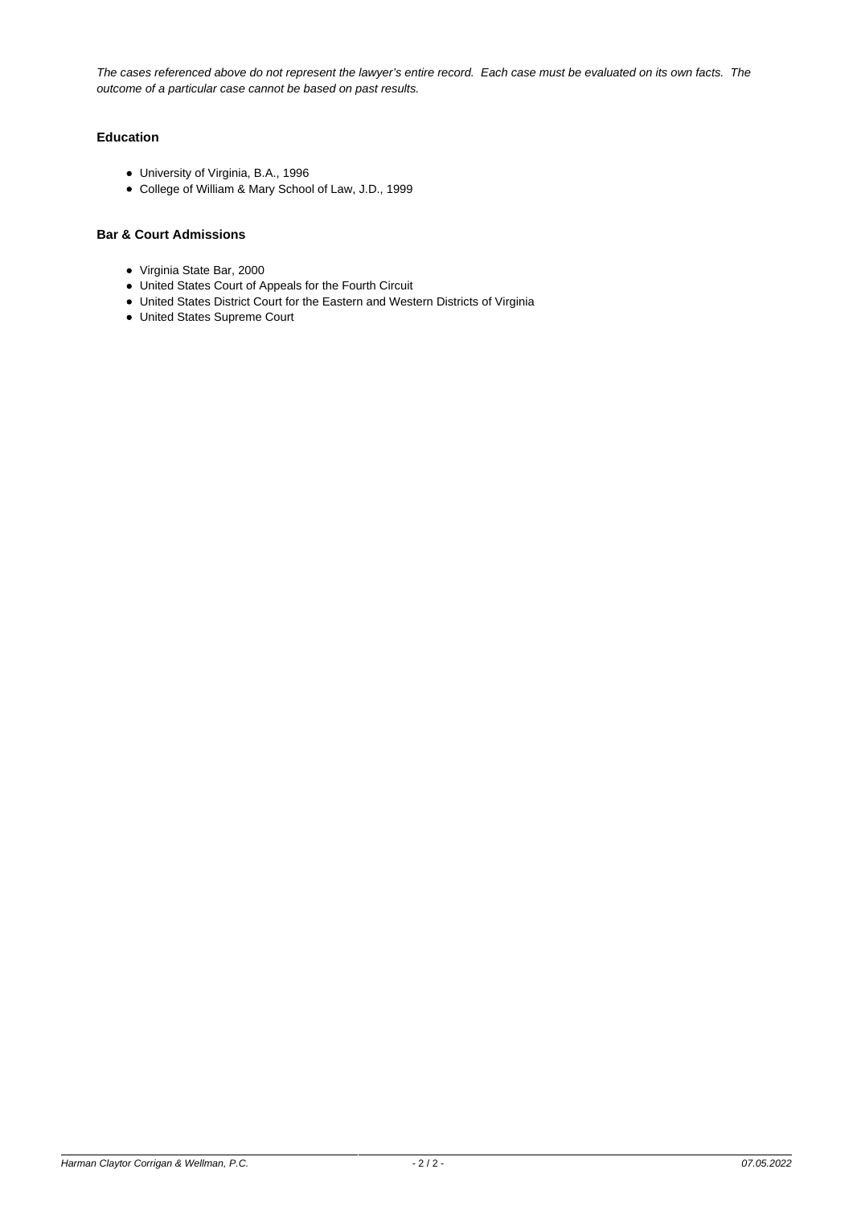*The cases referenced above do not represent the lawyer's entire record. Each case must be evaluated on its own facts. The outcome of a particular case cannot be based on past results.*

**Education**

- University of Virginia, B.A., 1996
- College of William & Mary School of Law, J.D., 1999

**Bar & Court Admissions**

- Virginia State Bar, 2000
- United States Court of Appeals for the Fourth Circuit
- United States District Court for the Eastern and Western Districts of Virginia
- United States Supreme Court